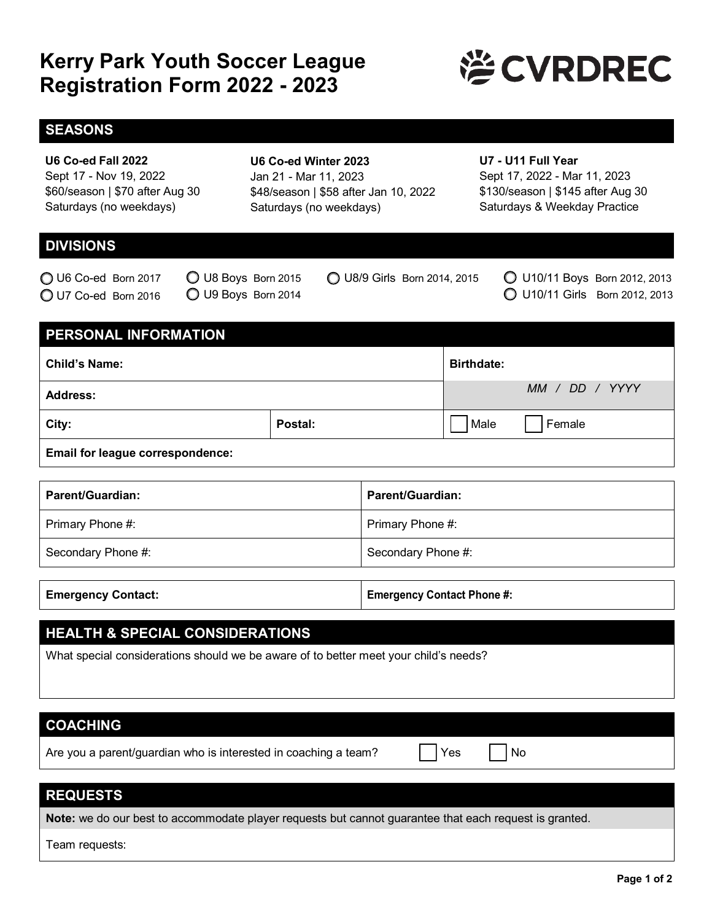# Kerry Park Youth Soccer League Registration Form 2022 - 2023

CVRDREC

## SEASONS

**U6 Co-ed Fall 2022**
Sept 17 - Nov 19, 2022
$60/season | $70 after Aug 30
Saturdays (no weekdays)

**U6 Co-ed Winter 2023**
Jan 21 - Mar 11, 2023
$48/season | $58 after Jan 10, 2022
Saturdays (no weekdays)

**U7 - U11 Full Year**
Sept 17, 2022 - Mar 11, 2023
$130/season | $145 after Aug 30
Saturdays & Weekday Practice

## DIVISIONS

- ○ U6 Co-ed Born 2017
- ○ U7 Co-ed Born 2016
- ○ U8 Boys Born 2015
- ○ U9 Boys Born 2014
- ○ U8/9 Girls Born 2014, 2015
- ○ U10/11 Boys Born 2012, 2013
- ○ U10/11 Girls Born 2012, 2013

## PERSONAL INFORMATION

| **Child's Name:** | | **Birthdate:** |
|---|---|---|
| **Address:** | | *MM / DD / YYYY* |
| **City:** | **Postal:** | ☐ Male ☐ Female |
| **Email for league correspondence:** | | |

| **Parent/Guardian:** | **Parent/Guardian:** |
|---|---|
| Primary Phone #: | Primary Phone #: |
| Secondary Phone #: | Secondary Phone #: |

| **Emergency Contact:** | **Emergency Contact Phone #:** |
|---|---|

## HEALTH & SPECIAL CONSIDERATIONS

What special considerations should we be aware of to better meet your child's needs?

## COACHING

Are you a parent/guardian who is interested in coaching a team? ☐ Yes ☐ No

## REQUESTS

**Note:** we do our best to accommodate player requests but cannot guarantee that each request is granted.

Team requests: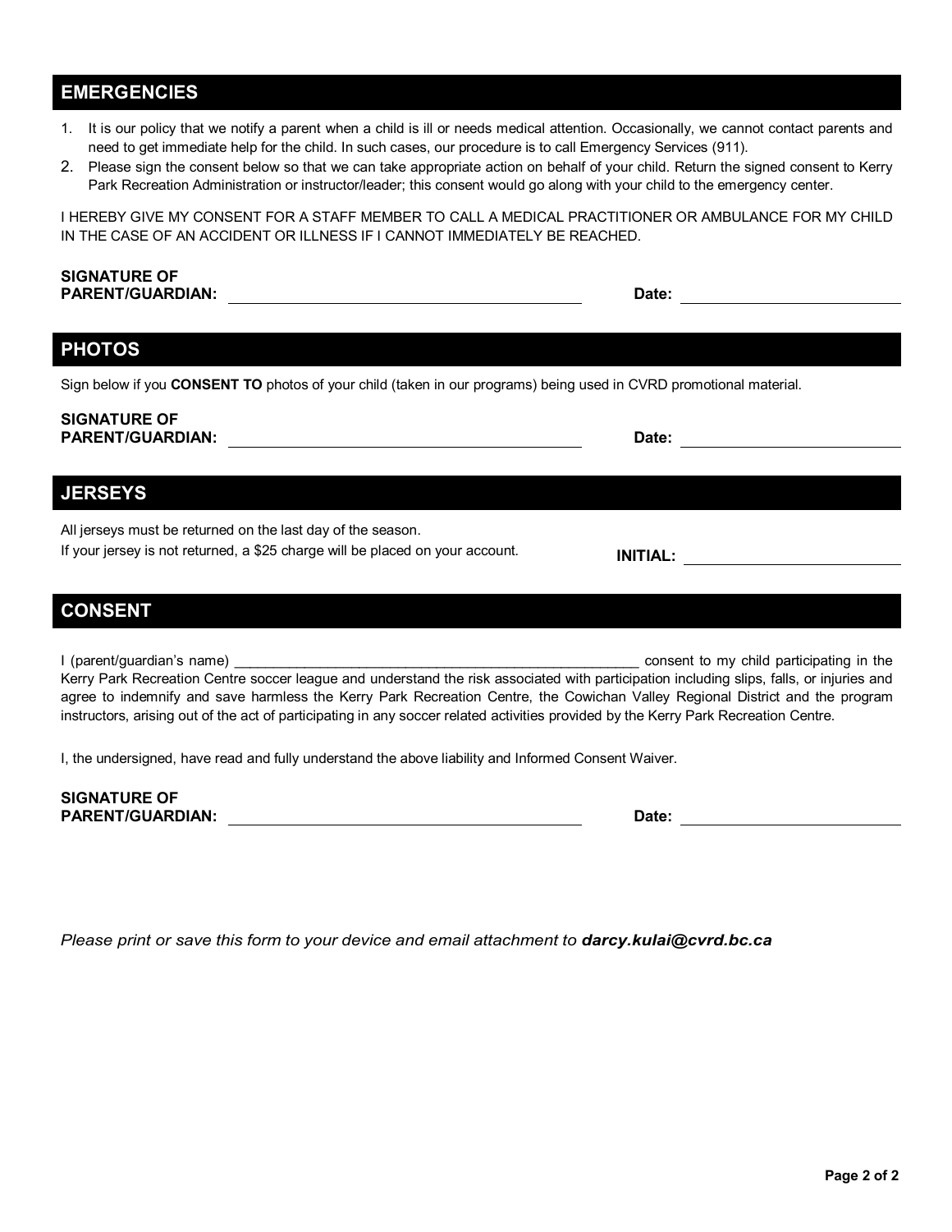## EMERGENCIES

1. It is our policy that we notify a parent when a child is ill or needs medical attention. Occasionally, we cannot contact parents and need to get immediate help for the child. In such cases, our procedure is to call Emergency Services (911).
2. Please sign the consent below so that we can take appropriate action on behalf of your child. Return the signed consent to Kerry Park Recreation Administration or instructor/leader; this consent would go along with your child to the emergency center.

I HEREBY GIVE MY CONSENT FOR A STAFF MEMBER TO CALL A MEDICAL PRACTITIONER OR AMBULANCE FOR MY CHILD IN THE CASE OF AN ACCIDENT OR ILLNESS IF I CANNOT IMMEDIATELY BE REACHED.

**SIGNATURE OF PARENT/GUARDIAN:** ______________________________ **Date:** ____________________

## PHOTOS

Sign below if you **CONSENT TO** photos of your child (taken in our programs) being used in CVRD promotional material.

**SIGNATURE OF PARENT/GUARDIAN:** ______________________________ **Date:** ____________________

## JERSEYS

All jerseys must be returned on the last day of the season.
If your jersey is not returned, a $25 charge will be placed on your account.

**INITIAL:** ____________________

## CONSENT

I (parent/guardian's name) ______________________________________________________ consent to my child participating in the Kerry Park Recreation Centre soccer league and understand the risk associated with participation including slips, falls, or injuries and agree to indemnify and save harmless the Kerry Park Recreation Centre, the Cowichan Valley Regional District and the program instructors, arising out of the act of participating in any soccer related activities provided by the Kerry Park Recreation Centre.

I, the undersigned, have read and fully understand the above liability and Informed Consent Waiver.

**SIGNATURE OF PARENT/GUARDIAN:** ______________________________ **Date:** ____________________

*Please print or save this form to your device and email attachment to* ***darcy.kulai@cvrd.bc.ca***